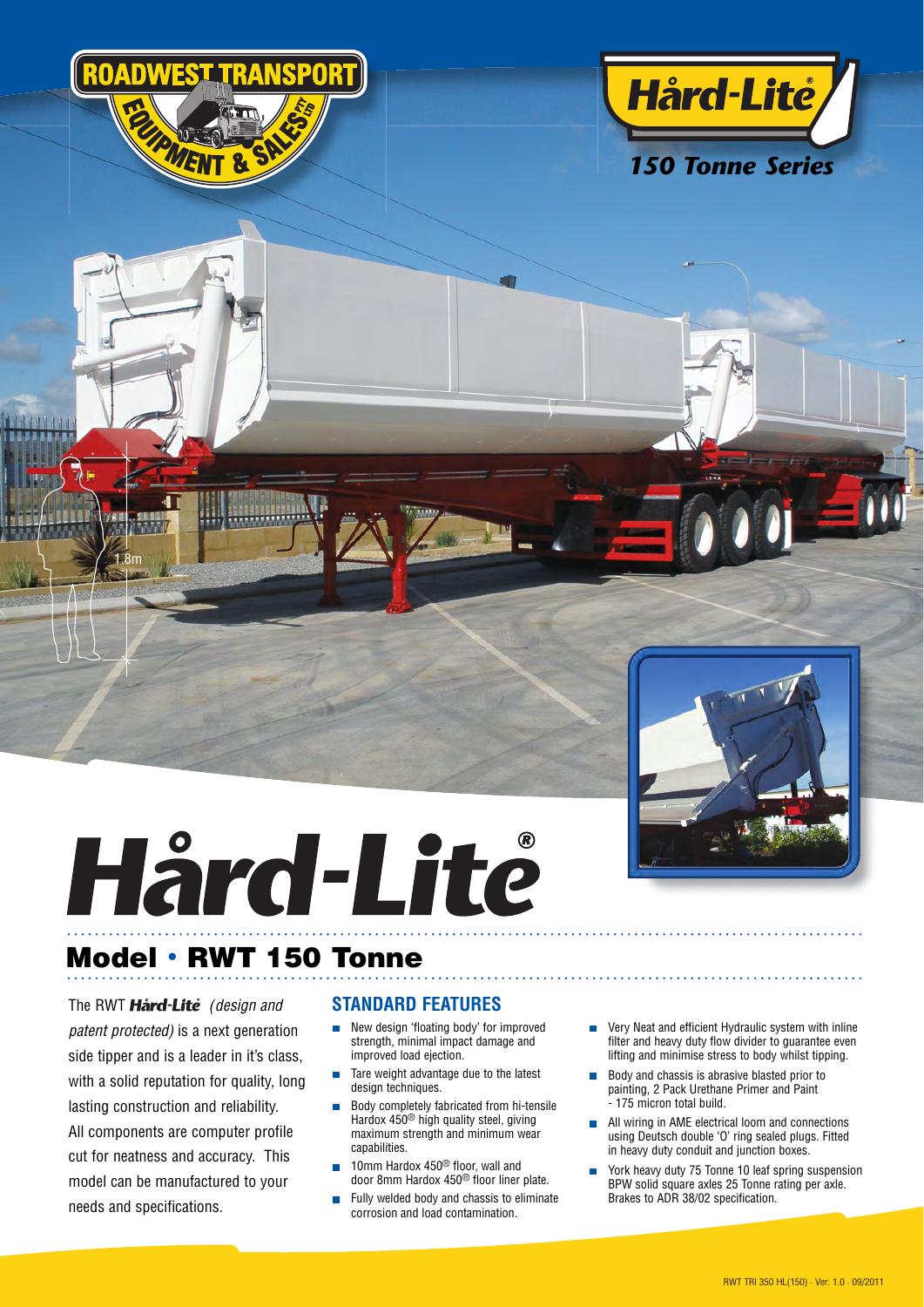ROADWEST TRANSPORT EQUIPMENT & SALES PTY LTD

Hård-Lite®

*150 Tonne Series*

1.8m

# Hård-Lite®

## Model • RWT 150 Tonne

The RWT **Hård-Lite** *(design and patent protected)* is a next generation side tipper and is a leader in it's class, with a solid reputation for quality, long lasting construction and reliability. All components are computer profile cut for neatness and accuracy. This model can be manufactured to your needs and specifications.

### STANDARD FEATURES

- New design 'floating body' for improved strength, minimal impact damage and improved load ejection.
- Tare weight advantage due to the latest design techniques.
- Body completely fabricated from hi-tensile Hardox 450® high quality steel, giving maximum strength and minimum wear capabilities.
- 10mm Hardox 450® floor, wall and door 8mm Hardox 450® floor liner plate.
- Fully welded body and chassis to eliminate corrosion and load contamination.
- Very Neat and efficient Hydraulic system with inline filter and heavy duty flow divider to guarantee even lifting and minimise stress to body whilst tipping.
- Body and chassis is abrasive blasted prior to painting, 2 Pack Urethane Primer and Paint - 175 micron total build.
- All wiring in AME electrical loom and connections using Deutsch double 'O' ring sealed plugs. Fitted in heavy duty conduit and junction boxes.
- York heavy duty 75 Tonne 10 leaf spring suspension BPW solid square axles 25 Tonne rating per axle. Brakes to ADR 38/02 specification.

RWT TRI 350 HL(150) · Ver: 1.0 · 09/2011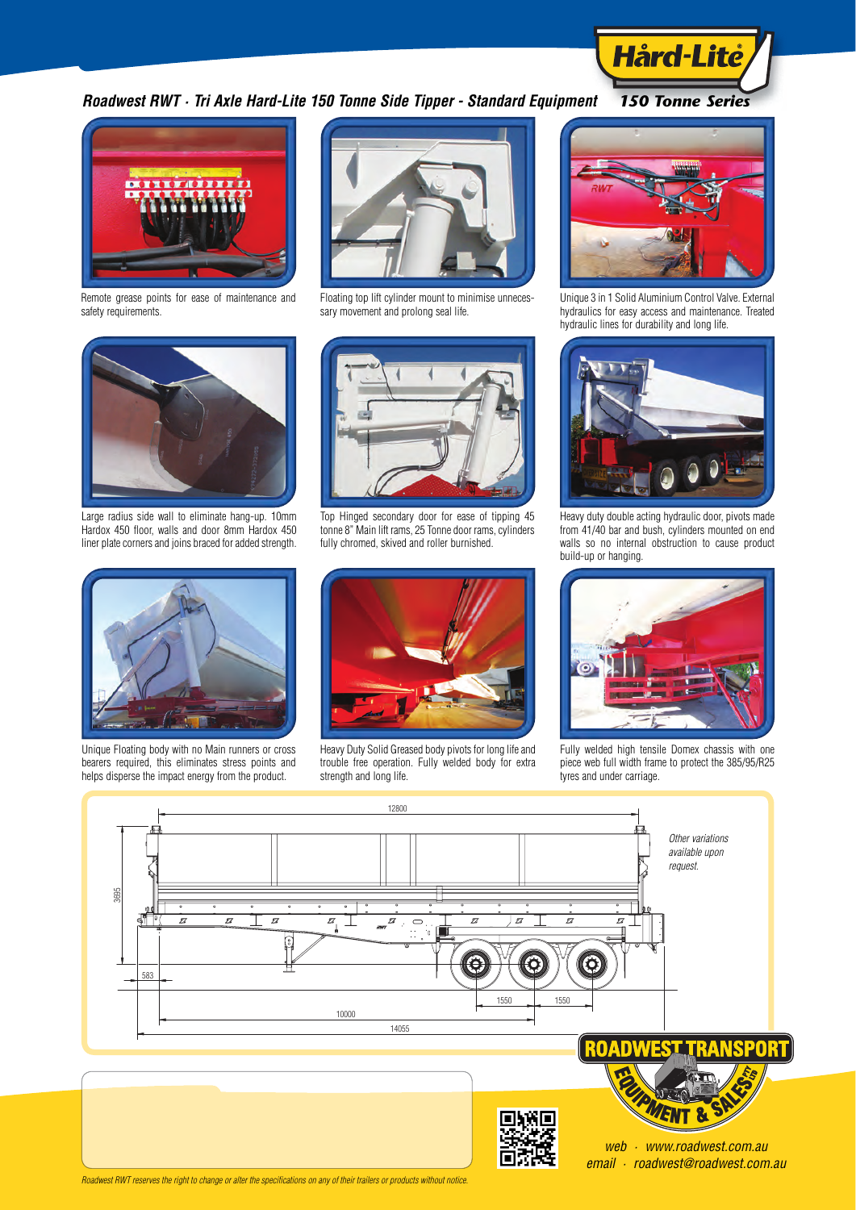## Roadwest RWT · Tri Axle Hard-Lite 150 Tonne Side Tipper - Standard Equipment

**150 Tonne Series**

Remote grease points for ease of maintenance and safety requirements.

Floating top lift cylinder mount to minimise unnecessary movement and prolong seal life.

Unique 3 in 1 Solid Aluminium Control Valve. External hydraulics for easy access and maintenance. Treated hydraulic lines for durability and long life.

Large radius side wall to eliminate hang-up. 10mm Hardox 450 floor, walls and door 8mm Hardox 450 liner plate corners and joins braced for added strength.

Top Hinged secondary door for ease of tipping 45 tonne 8" Main lift rams, 25 Tonne door rams, cylinders fully chromed, skived and roller burnished.

Heavy duty double acting hydraulic door, pivots made from 41/40 bar and bush, cylinders mounted on end walls so no internal obstruction to cause product build-up or hanging.

Unique Floating body with no Main runners or cross bearers required, this eliminates stress points and helps disperse the impact energy from the product.

Heavy Duty Solid Greased body pivots for long life and trouble free operation. Fully welded body for extra strength and long life.

Fully welded high tensile Domex chassis with one piece web full width frame to protect the 385/95/R25 tyres and under carriage.

12800

3695

583

1550

1550

10000

14055

*Other variations available upon request.*

ROADWEST TRANSPORT EQUIPMENT & SALES PTY LTD

*web · www.roadwest.com.au*

*email · roadwest@roadwest.com.au*

*Roadwest RWT reserves the right to change or alter the specifications on any of their trailers or products without notice.*